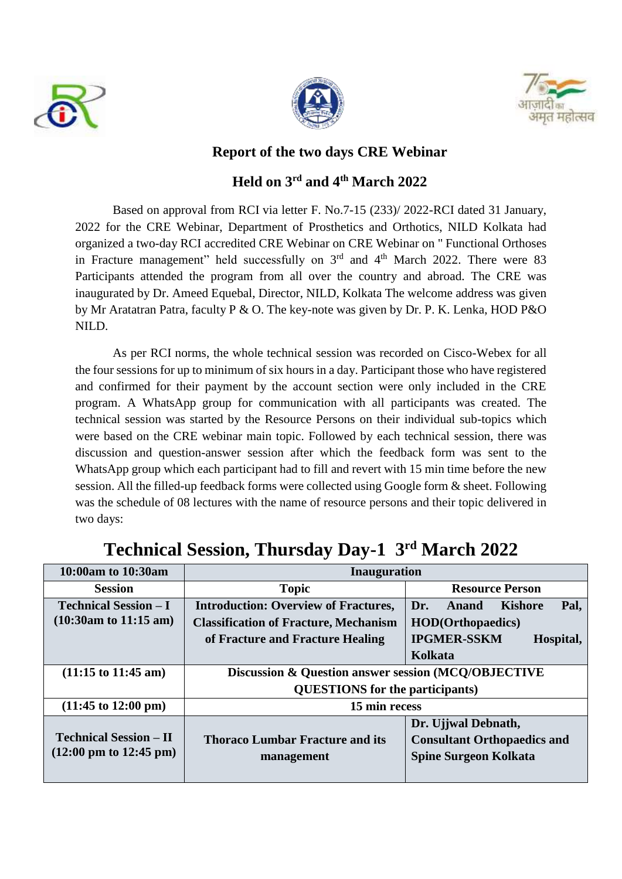## Report of the two days CRE Webinar

## Held on 3rd and 4th March 2022

Based on approval from RCI via letter F. No.7-15 (233)/ 2022-RCI dated 31 January, 2022 for the CRE Webinar, Department of Prosthetics and Orthotics, NILD Kolkata had organized a two-day RCI accredited CRE Webinar on CRE Webinar on " Functional Orthoses in Fracture management" held successfully on 3rd and 4th March 2022. There were 83 Participants attended the program from all over the country and abroad. The CRE was inaugurated by Dr. Ameed Equebal, Director, NILD, Kolkata The welcome address was given by Mr Aratatran Patra, faculty P & O. The key-note was given by Dr. P. K. Lenka, HOD P&O NILD.

As per RCI norms, the whole technical session was recorded on Cisco-Webex for all the four sessions for up to minimum of six hours in a day. Participant those who have registered and confirmed for their payment by the account section were only included in the CRE program. A WhatsApp group for communication with all participants was created. The technical session was started by the Resource Persons on their individual sub-topics which were based on the CRE webinar main topic. Followed by each technical session, there was discussion and question-answer session after which the feedback form was sent to the WhatsApp group which each participant had to fill and revert with 15 min time before the new session. All the filled-up feedback forms were collected using Google form & sheet. Following was the schedule of 08 lectures with the name of resource persons and their topic delivered in two days:

## Technical Session, Thursday Day-1 3rd March 2022

| 10:00am to 10:30am | Inauguration | |
|---|---|---|
| **Session** | **Topic** | **Resource Person** |
| **Technical Session – I (10:30am to 11:15 am)** | **Introduction: Overview of Fractures, Classification of Fracture, Mechanism of Fracture and Fracture Healing** | **Dr. Anand Kishore Pal, HOD(Orthopaedics) IPGMER-SSKM Hospital, Kolkata** |
| **(11:15 to 11:45 am)** | **Discussion & Question answer session (MCQ/OBJECTIVE QUESTIONS for the participants)** | |
| **(11:45 to 12:00 pm)** | **15 min recess** | |
| **Technical Session – II (12:00 pm to 12:45 pm)** | **Thoraco Lumbar Fracture and its management** | **Dr. Ujjwal Debnath, Consultant Orthopaedics and Spine Surgeon Kolkata** |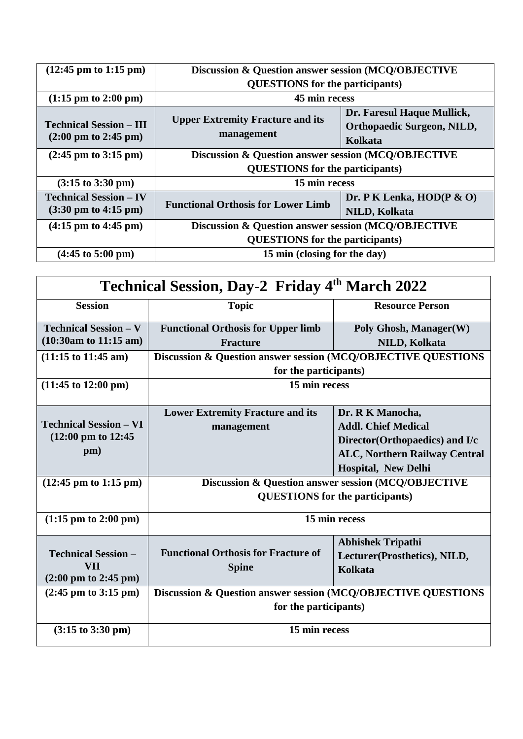| (12:45 pm to 1:15 pm) | Discussion & Question answer session (MCQ/OBJECTIVE QUESTIONS for the participants) | |
|---|---|---|
| (1:15 pm to 2:00 pm) | 45 min recess | |
| Technical Session – III (2:00 pm to 2:45 pm) | Upper Extremity Fracture and its management | Dr. Faresul Haque Mullick, Orthopaedic Surgeon, NILD, Kolkata |
| (2:45 pm to 3:15 pm) | Discussion & Question answer session (MCQ/OBJECTIVE QUESTIONS for the participants) | |
| (3:15 to 3:30 pm) | 15 min recess | |
| Technical Session – IV (3:30 pm to 4:15 pm) | Functional Orthosis for Lower Limb | Dr. P K Lenka, HOD(P & O) NILD, Kolkata |
| (4:15 pm to 4:45 pm) | Discussion & Question answer session (MCQ/OBJECTIVE QUESTIONS for the participants) | |
| (4:45 to 5:00 pm) | 15 min (closing for the day) | |

| Technical Session, Day-2 Friday 4th March 2022 | | |
|---|---|---|
| **Session** | **Topic** | **Resource Person** |
| Technical Session – V (10:30am to 11:15 am) | Functional Orthosis for Upper limb Fracture | Poly Ghosh, Manager(W) NILD, Kolkata |
| (11:15 to 11:45 am) | Discussion & Question answer session (MCQ/OBJECTIVE QUESTIONS for the participants) | |
| (11:45 to 12:00 pm) | 15 min recess | |
| Technical Session – VI (12:00 pm to 12:45 pm) | Lower Extremity Fracture and its management | Dr. R K Manocha, Addl. Chief Medical Director(Orthopaedics) and I/c ALC, Northern Railway Central Hospital, New Delhi |
| (12:45 pm to 1:15 pm) | Discussion & Question answer session (MCQ/OBJECTIVE QUESTIONS for the participants) | |
| (1:15 pm to 2:00 pm) | 15 min recess | |
| Technical Session – VII (2:00 pm to 2:45 pm) | Functional Orthosis for Fracture of Spine | Abhishek Tripathi Lecturer(Prosthetics), NILD, Kolkata |
| (2:45 pm to 3:15 pm) | Discussion & Question answer session (MCQ/OBJECTIVE QUESTIONS for the participants) | |
| (3:15 to 3:30 pm) | 15 min recess | |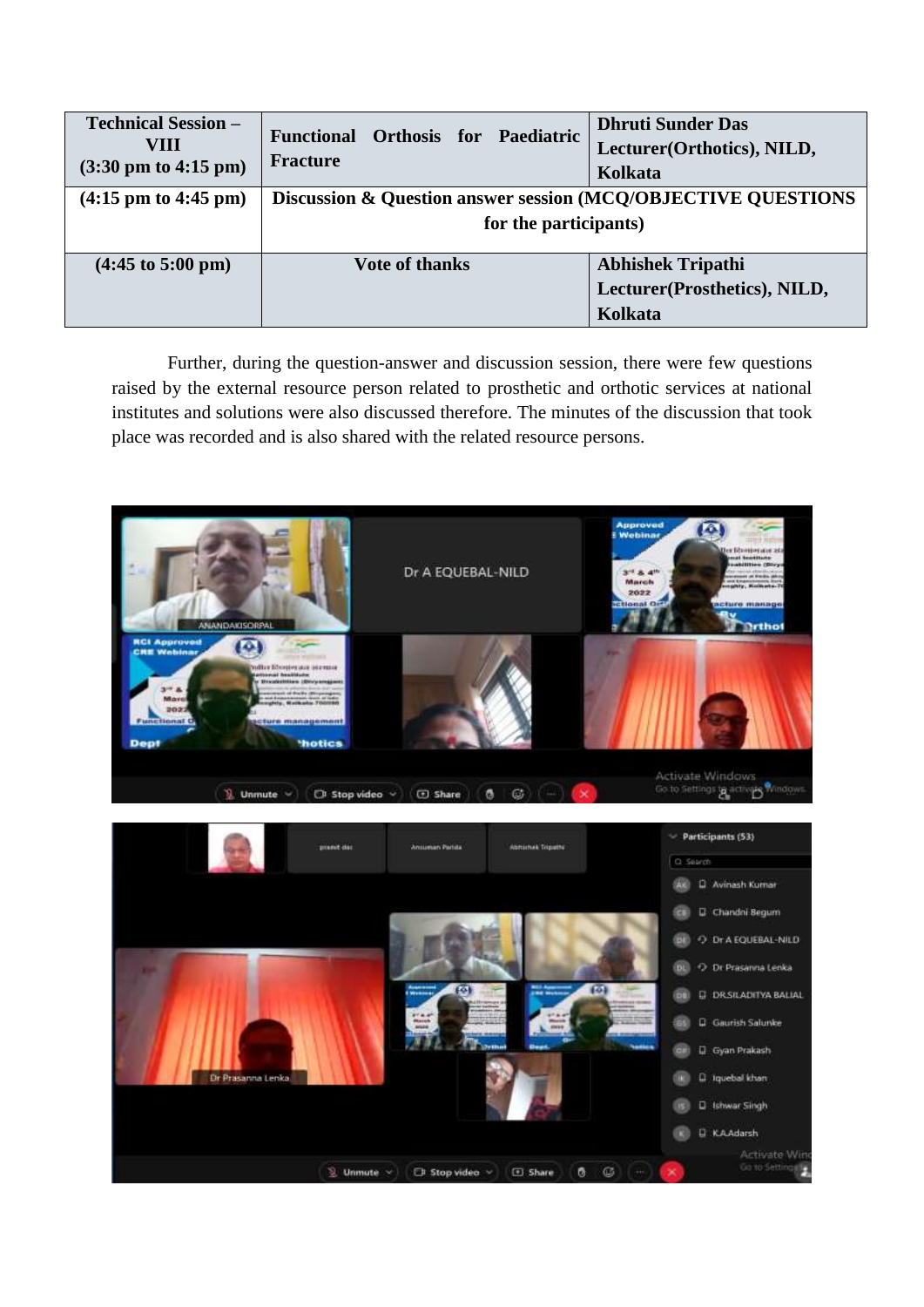| Technical Session – VIII (3:30 pm to 4:15 pm) | Functional Orthosis for Paediatric Fracture | Dhruti Sunder Das Lecturer(Orthotics), NILD, Kolkata |
|---|---|---|
| (4:15 pm to 4:45 pm) | Discussion & Question answer session (MCQ/OBJECTIVE QUESTIONS for the participants) | |
| (4:45 to 5:00 pm) | Vote of thanks | Abhishek Tripathi Lecturer(Prosthetics), NILD, Kolkata |

Further, during the question-answer and discussion session, there were few questions raised by the external resource person related to prosthetic and orthotic services at national institutes and solutions were also discussed therefore. The minutes of the discussion that took place was recorded and is also shared with the related resource persons.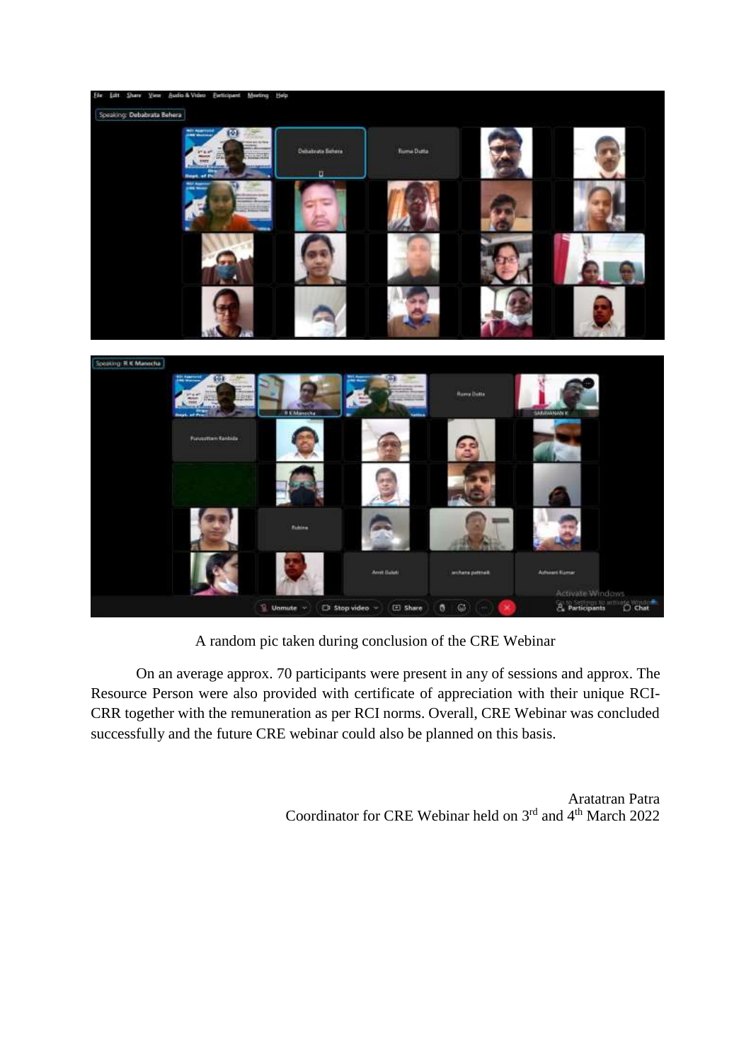A random pic taken during conclusion of the CRE Webinar

On an average approx. 70 participants were present in any of sessions and approx. The Resource Person were also provided with certificate of appreciation with their unique RCI-CRR together with the remuneration as per RCI norms. Overall, CRE Webinar was concluded successfully and the future CRE webinar could also be planned on this basis.

Aratatran Patra
Coordinator for CRE Webinar held on 3rd and 4th March 2022